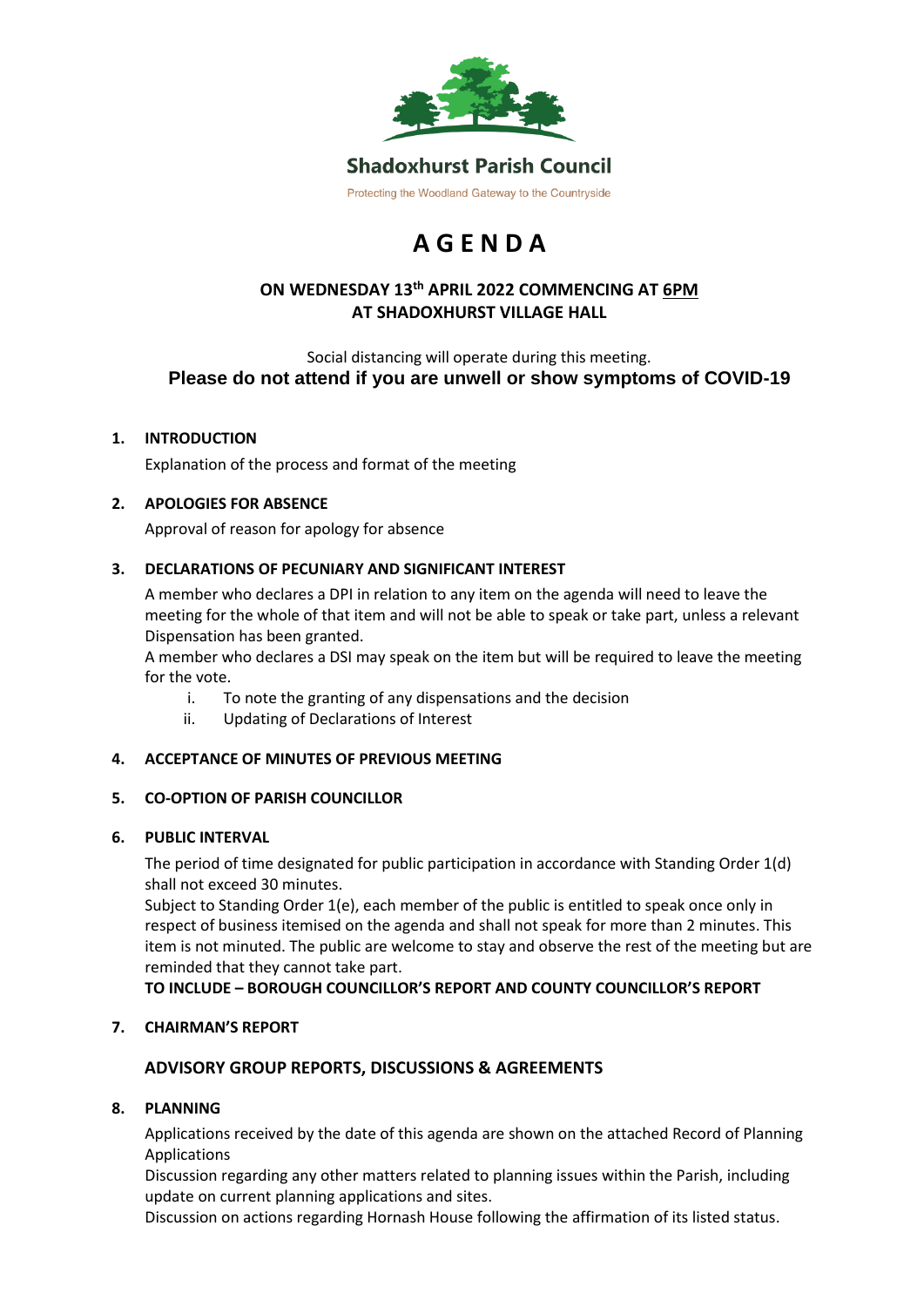**Shadoxhurst Parish Council**

Protecting the Woodland Gateway to the Countryside

# AGENDA

**ON WEDNESDAY 13th APRIL 2022 COMMENCING AT 6PM**
**AT SHADOXHURST VILLAGE HALL**

Social distancing will operate during this meeting.

**Please do not attend if you are unwell or show symptoms of COVID-19**

**1. INTRODUCTION**

Explanation of the process and format of the meeting

**2. APOLOGIES FOR ABSENCE**

Approval of reason for apology for absence

**3. DECLARATIONS OF PECUNIARY AND SIGNIFICANT INTEREST**

A member who declares a DPI in relation to any item on the agenda will need to leave the meeting for the whole of that item and will not be able to speak or take part, unless a relevant Dispensation has been granted.

A member who declares a DSI may speak on the item but will be required to leave the meeting for the vote.

i. To note the granting of any dispensations and the decision
ii. Updating of Declarations of Interest

**4. ACCEPTANCE OF MINUTES OF PREVIOUS MEETING**

**5. CO-OPTION OF PARISH COUNCILLOR**

**6. PUBLIC INTERVAL**

The period of time designated for public participation in accordance with Standing Order 1(d) shall not exceed 30 minutes.

Subject to Standing Order 1(e), each member of the public is entitled to speak once only in respect of business itemised on the agenda and shall not speak for more than 2 minutes. This item is not minuted. The public are welcome to stay and observe the rest of the meeting but are reminded that they cannot take part.

**TO INCLUDE – BOROUGH COUNCILLOR'S REPORT AND COUNTY COUNCILLOR'S REPORT**

**7. CHAIRMAN'S REPORT**

**ADVISORY GROUP REPORTS, DISCUSSIONS & AGREEMENTS**

**8. PLANNING**

Applications received by the date of this agenda are shown on the attached Record of Planning Applications

Discussion regarding any other matters related to planning issues within the Parish, including update on current planning applications and sites.

Discussion on actions regarding Hornash House following the affirmation of its listed status.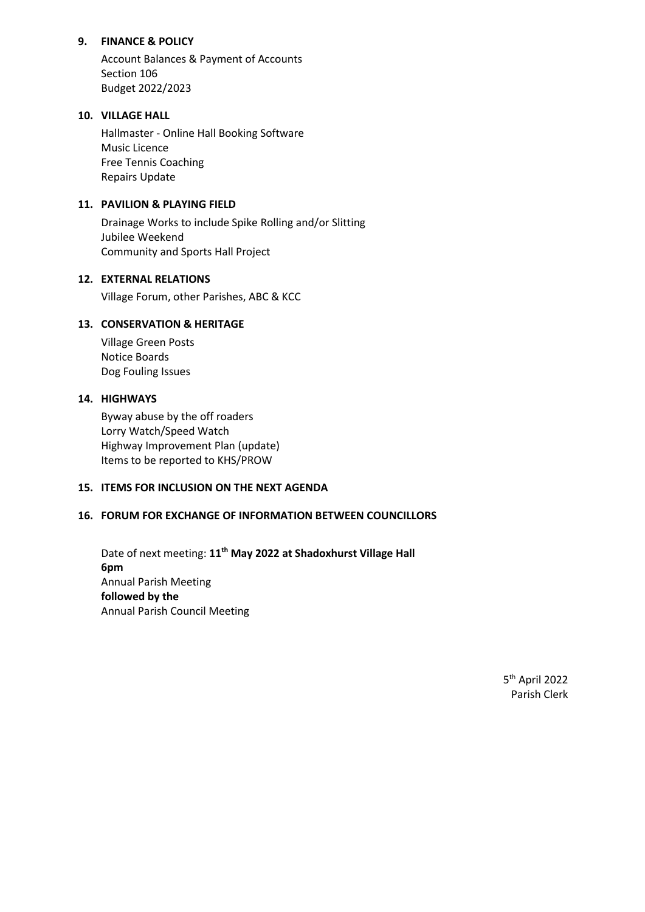**9. FINANCE & POLICY**

Account Balances & Payment of Accounts
Section 106
Budget 2022/2023

**10. VILLAGE HALL**

Hallmaster - Online Hall Booking Software
Music Licence
Free Tennis Coaching
Repairs Update

**11. PAVILION & PLAYING FIELD**

Drainage Works to include Spike Rolling and/or Slitting
Jubilee Weekend
Community and Sports Hall Project

**12. EXTERNAL RELATIONS**

Village Forum, other Parishes, ABC & KCC

**13. CONSERVATION & HERITAGE**

Village Green Posts
Notice Boards
Dog Fouling Issues

**14. HIGHWAYS**

Byway abuse by the off roaders
Lorry Watch/Speed Watch
Highway Improvement Plan (update)
Items to be reported to KHS/PROW

**15. ITEMS FOR INCLUSION ON THE NEXT AGENDA**

**16. FORUM FOR EXCHANGE OF INFORMATION BETWEEN COUNCILLORS**

Date of next meeting: **11th May 2022 at Shadoxhurst Village Hall**
**6pm**
Annual Parish Meeting
**followed by the**
Annual Parish Council Meeting

5th April 2022
Parish Clerk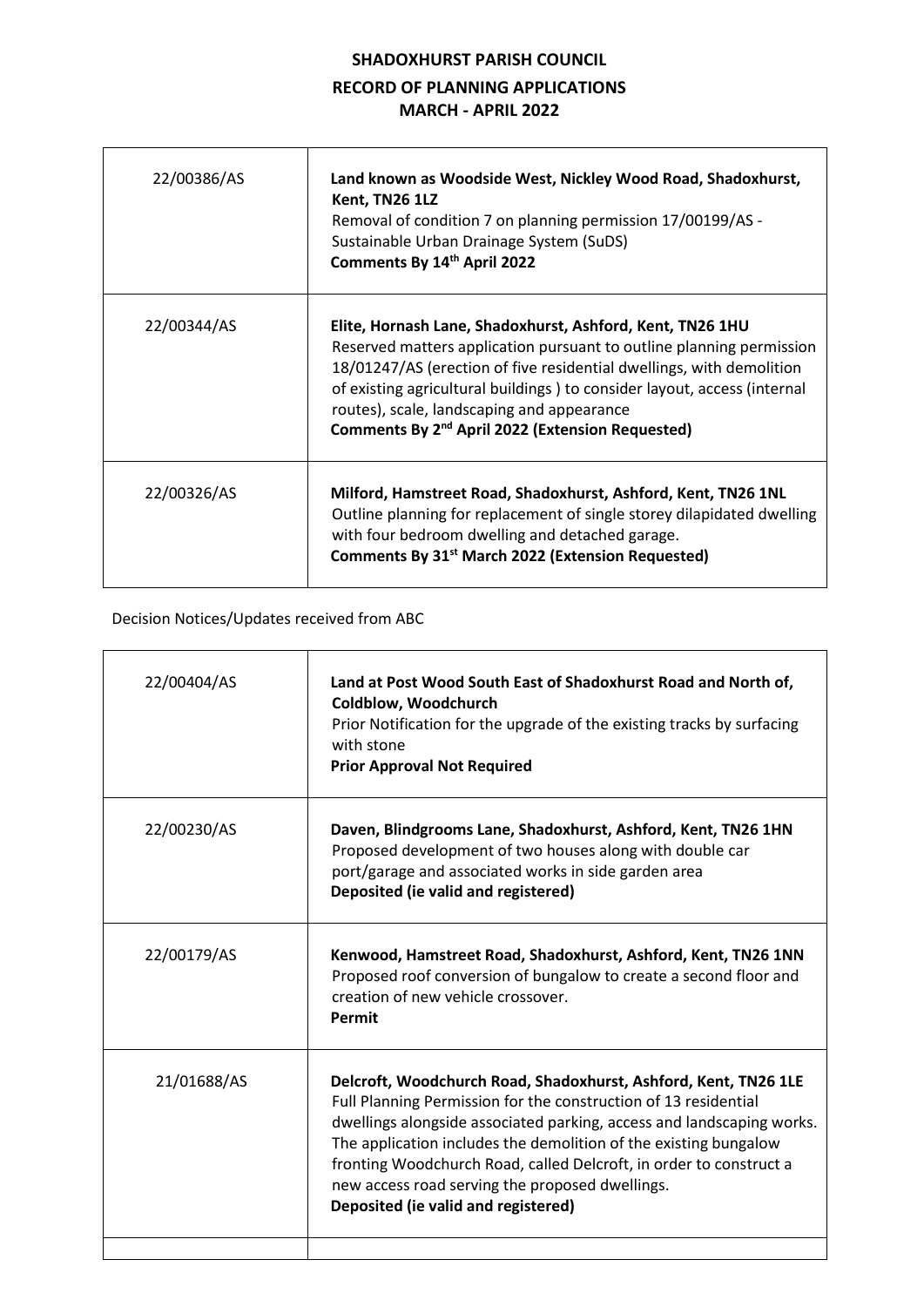**SHADOXHURST PARISH COUNCIL**

**RECORD OF PLANNING APPLICATIONS**

**MARCH - APRIL 2022**

| | |
|---|---|
| 22/00386/AS | **Land known as Woodside West, Nickley Wood Road, Shadoxhurst, Kent, TN26 1LZ**<br>Removal of condition 7 on planning permission 17/00199/AS - Sustainable Urban Drainage System (SuDS)<br>**Comments By 14th April 2022** |
| 22/00344/AS | **Elite, Hornash Lane, Shadoxhurst, Ashford, Kent, TN26 1HU**<br>Reserved matters application pursuant to outline planning permission 18/01247/AS (erection of five residential dwellings, with demolition of existing agricultural buildings ) to consider layout, access (internal routes), scale, landscaping and appearance<br>**Comments By 2nd April 2022 (Extension Requested)** |
| 22/00326/AS | **Milford, Hamstreet Road, Shadoxhurst, Ashford, Kent, TN26 1NL**<br>Outline planning for replacement of single storey dilapidated dwelling with four bedroom dwelling and detached garage.<br>**Comments By 31st March 2022 (Extension Requested)** |

Decision Notices/Updates received from ABC

| | |
|---|---|
| 22/00404/AS | **Land at Post Wood South East of Shadoxhurst Road and North of, Coldblow, Woodchurch**<br>Prior Notification for the upgrade of the existing tracks by surfacing with stone<br>**Prior Approval Not Required** |
| 22/00230/AS | **Daven, Blindgrooms Lane, Shadoxhurst, Ashford, Kent, TN26 1HN**<br>Proposed development of two houses along with double car port/garage and associated works in side garden area<br>**Deposited (ie valid and registered)** |
| 22/00179/AS | **Kenwood, Hamstreet Road, Shadoxhurst, Ashford, Kent, TN26 1NN**<br>Proposed roof conversion of bungalow to create a second floor and creation of new vehicle crossover.<br>**Permit** |
| 21/01688/AS | **Delcroft, Woodchurch Road, Shadoxhurst, Ashford, Kent, TN26 1LE**<br>Full Planning Permission for the construction of 13 residential dwellings alongside associated parking, access and landscaping works. The application includes the demolition of the existing bungalow fronting Woodchurch Road, called Delcroft, in order to construct a new access road serving the proposed dwellings.<br>**Deposited (ie valid and registered)** |
| | |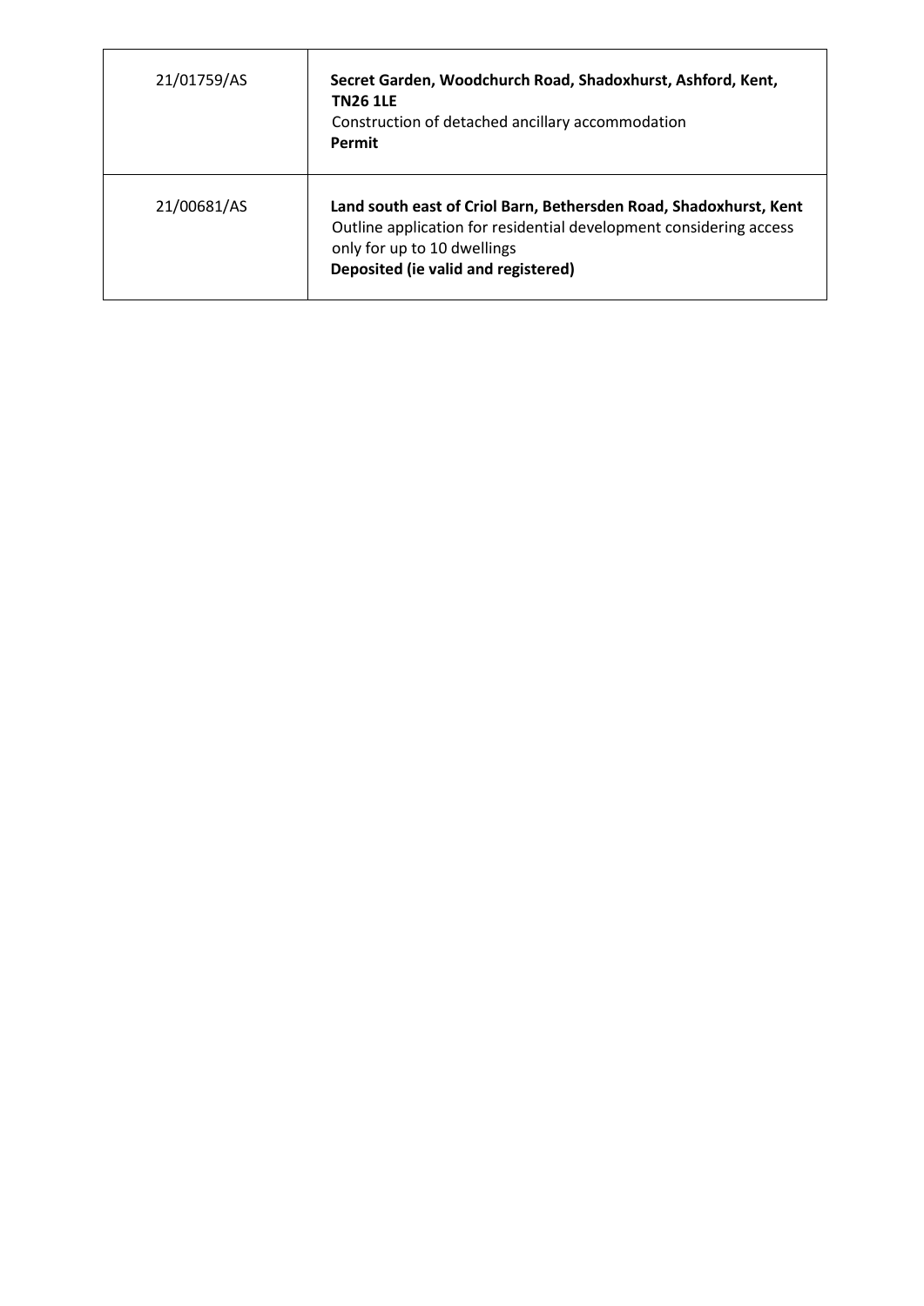| | |
|---|---|
| 21/01759/AS | **Secret Garden, Woodchurch Road, Shadoxhurst, Ashford, Kent, TN26 1LE**<br>Construction of detached ancillary accommodation<br>**Permit** |
| 21/00681/AS | **Land south east of Criol Barn, Bethersden Road, Shadoxhurst, Kent**<br>Outline application for residential development considering access only for up to 10 dwellings<br>**Deposited (ie valid and registered)** |